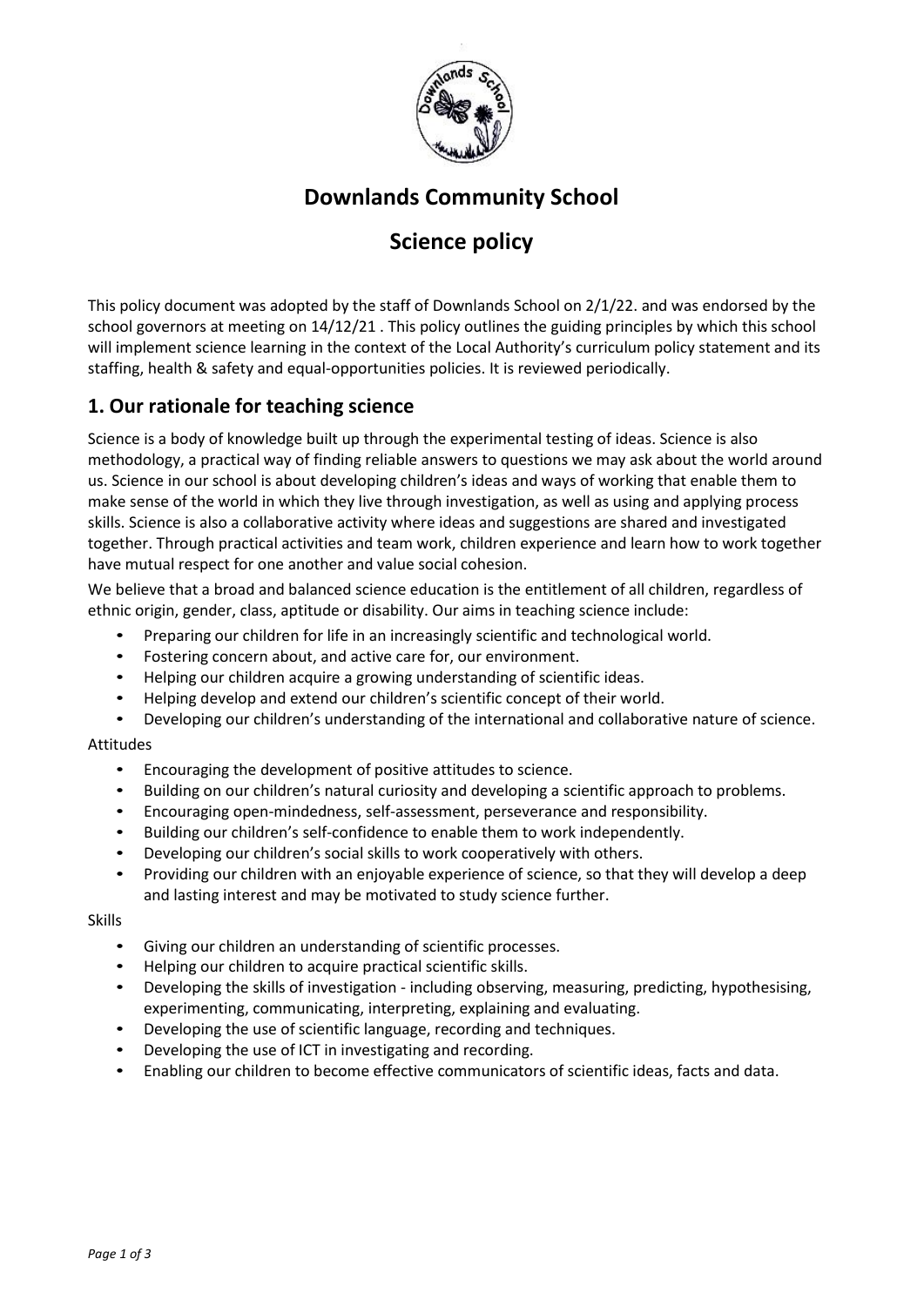# Downlands Community School

## Science policy

This policy document was adopted by the staff of Downlands School on 2/1/22. and was endorsed by the school governors at meeting on 14/12/21 . This policy outlines the guiding principles by which this school will implement science learning in the context of the Local Authority's curriculum policy statement and its staffing, health & safety and equal-opportunities policies. It is reviewed periodically.

## 1. Our rationale for teaching science

Science is a body of knowledge built up through the experimental testing of ideas. Science is also methodology, a practical way of finding reliable answers to questions we may ask about the world around us. Science in our school is about developing children's ideas and ways of working that enable them to make sense of the world in which they live through investigation, as well as using and applying process skills. Science is also a collaborative activity where ideas and suggestions are shared and investigated together. Through practical activities and team work, children experience and learn how to work together have mutual respect for one another and value social cohesion.

We believe that a broad and balanced science education is the entitlement of all children, regardless of ethnic origin, gender, class, aptitude or disability. Our aims in teaching science include:

- Preparing our children for life in an increasingly scientific and technological world.
- Fostering concern about, and active care for, our environment.
- Helping our children acquire a growing understanding of scientific ideas.
- Helping develop and extend our children's scientific concept of their world.
- Developing our children's understanding of the international and collaborative nature of science.

Attitudes

- Encouraging the development of positive attitudes to science.
- Building on our children's natural curiosity and developing a scientific approach to problems.
- Encouraging open-mindedness, self-assessment, perseverance and responsibility.
- Building our children's self-confidence to enable them to work independently.
- Developing our children's social skills to work cooperatively with others.
- Providing our children with an enjoyable experience of science, so that they will develop a deep and lasting interest and may be motivated to study science further.

Skills

- Giving our children an understanding of scientific processes.
- Helping our children to acquire practical scientific skills.
- Developing the skills of investigation - including observing, measuring, predicting, hypothesising, experimenting, communicating, interpreting, explaining and evaluating.
- Developing the use of scientific language, recording and techniques.
- Developing the use of ICT in investigating and recording.
- Enabling our children to become effective communicators of scientific ideas, facts and data.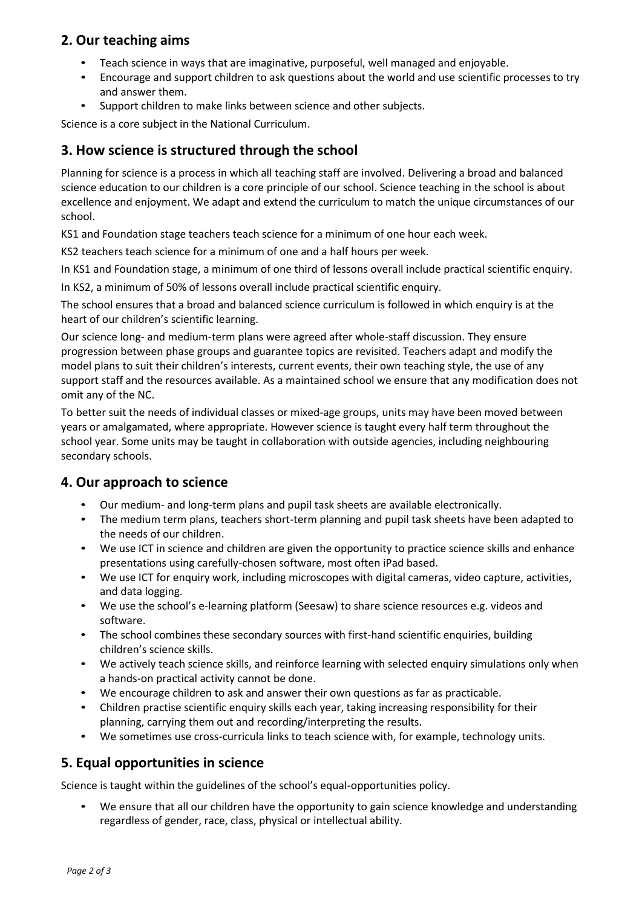## 2. Our teaching aims

- Teach science in ways that are imaginative, purposeful, well managed and enjoyable.
- Encourage and support children to ask questions about the world and use scientific processes to try and answer them.
- Support children to make links between science and other subjects.

Science is a core subject in the National Curriculum.

## 3. How science is structured through the school

Planning for science is a process in which all teaching staff are involved. Delivering a broad and balanced science education to our children is a core principle of our school. Science teaching in the school is about excellence and enjoyment. We adapt and extend the curriculum to match the unique circumstances of our school.

KS1 and Foundation stage teachers teach science for a minimum of one hour each week.

KS2 teachers teach science for a minimum of one and a half hours per week.

In KS1 and Foundation stage, a minimum of one third of lessons overall include practical scientific enquiry.

In KS2, a minimum of 50% of lessons overall include practical scientific enquiry.

The school ensures that a broad and balanced science curriculum is followed in which enquiry is at the heart of our children's scientific learning.

Our science long- and medium-term plans were agreed after whole-staff discussion. They ensure progression between phase groups and guarantee topics are revisited. Teachers adapt and modify the model plans to suit their children's interests, current events, their own teaching style, the use of any support staff and the resources available. As a maintained school we ensure that any modification does not omit any of the NC.

To better suit the needs of individual classes or mixed-age groups, units may have been moved between years or amalgamated, where appropriate. However science is taught every half term throughout the school year. Some units may be taught in collaboration with outside agencies, including neighbouring secondary schools.

## 4. Our approach to science

- Our medium- and long-term plans and pupil task sheets are available electronically.
- The medium term plans, teachers short-term planning and pupil task sheets have been adapted to the needs of our children.
- We use ICT in science and children are given the opportunity to practice science skills and enhance presentations using carefully-chosen software, most often iPad based.
- We use ICT for enquiry work, including microscopes with digital cameras, video capture, activities, and data logging.
- We use the school's e-learning platform (Seesaw) to share science resources e.g. videos and software.
- The school combines these secondary sources with first-hand scientific enquiries, building children's science skills.
- We actively teach science skills, and reinforce learning with selected enquiry simulations only when a hands-on practical activity cannot be done.
- We encourage children to ask and answer their own questions as far as practicable.
- Children practise scientific enquiry skills each year, taking increasing responsibility for their planning, carrying them out and recording/interpreting the results.
- We sometimes use cross-curricula links to teach science with, for example, technology units.

## 5. Equal opportunities in science

Science is taught within the guidelines of the school's equal-opportunities policy.

- We ensure that all our children have the opportunity to gain science knowledge and understanding regardless of gender, race, class, physical or intellectual ability.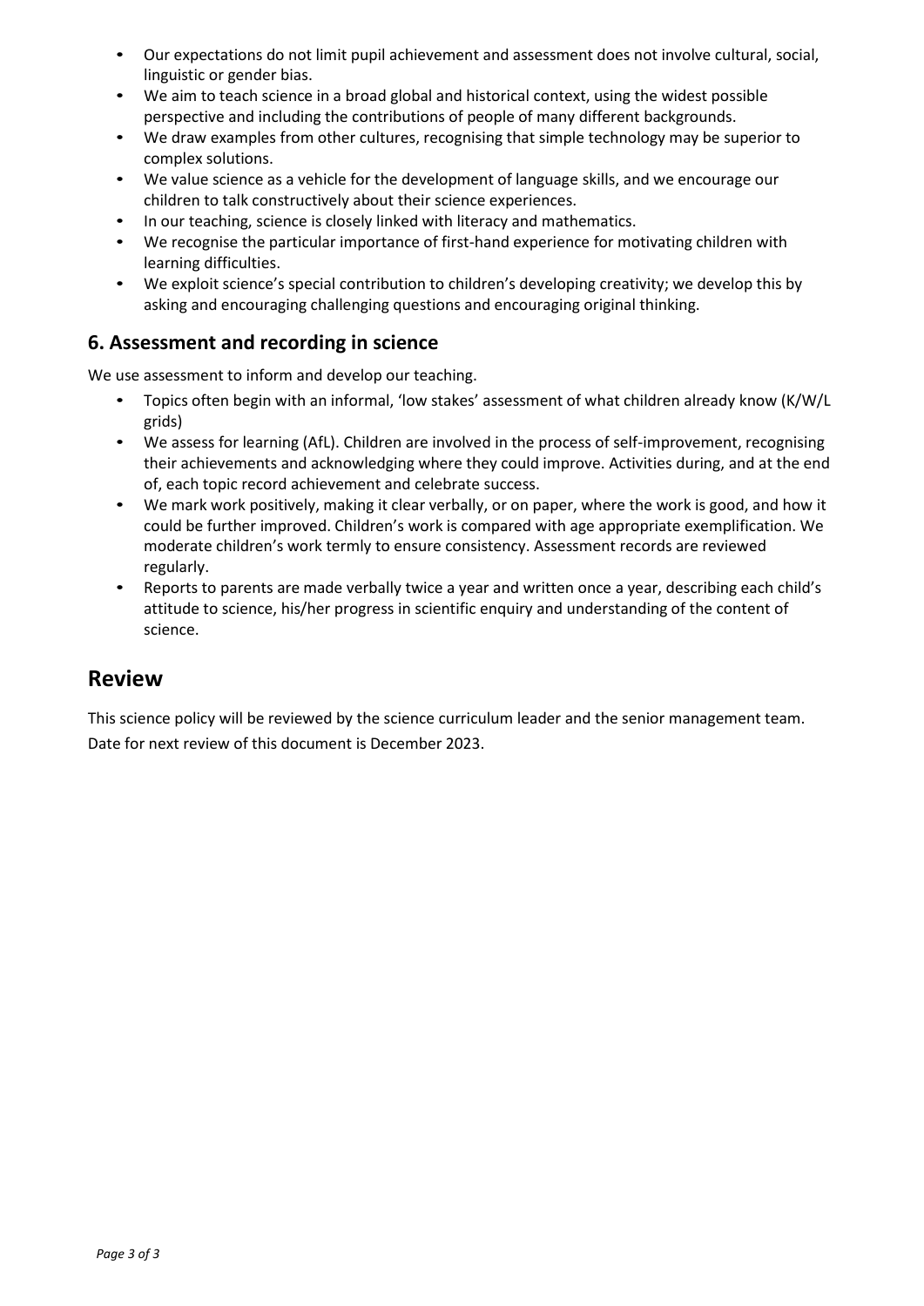- Our expectations do not limit pupil achievement and assessment does not involve cultural, social, linguistic or gender bias.
- We aim to teach science in a broad global and historical context, using the widest possible perspective and including the contributions of people of many different backgrounds.
- We draw examples from other cultures, recognising that simple technology may be superior to complex solutions.
- We value science as a vehicle for the development of language skills, and we encourage our children to talk constructively about their science experiences.
- In our teaching, science is closely linked with literacy and mathematics.
- We recognise the particular importance of first-hand experience for motivating children with learning difficulties.
- We exploit science's special contribution to children's developing creativity; we develop this by asking and encouraging challenging questions and encouraging original thinking.

## 6. Assessment and recording in science

We use assessment to inform and develop our teaching.

- Topics often begin with an informal, 'low stakes' assessment of what children already know (K/W/L grids)
- We assess for learning (AfL). Children are involved in the process of self-improvement, recognising their achievements and acknowledging where they could improve. Activities during, and at the end of, each topic record achievement and celebrate success.
- We mark work positively, making it clear verbally, or on paper, where the work is good, and how it could be further improved. Children's work is compared with age appropriate exemplification. We moderate children's work termly to ensure consistency. Assessment records are reviewed regularly.
- Reports to parents are made verbally twice a year and written once a year, describing each child's attitude to science, his/her progress in scientific enquiry and understanding of the content of science.

# Review

This science policy will be reviewed by the science curriculum leader and the senior management team.

Date for next review of this document is December 2023.